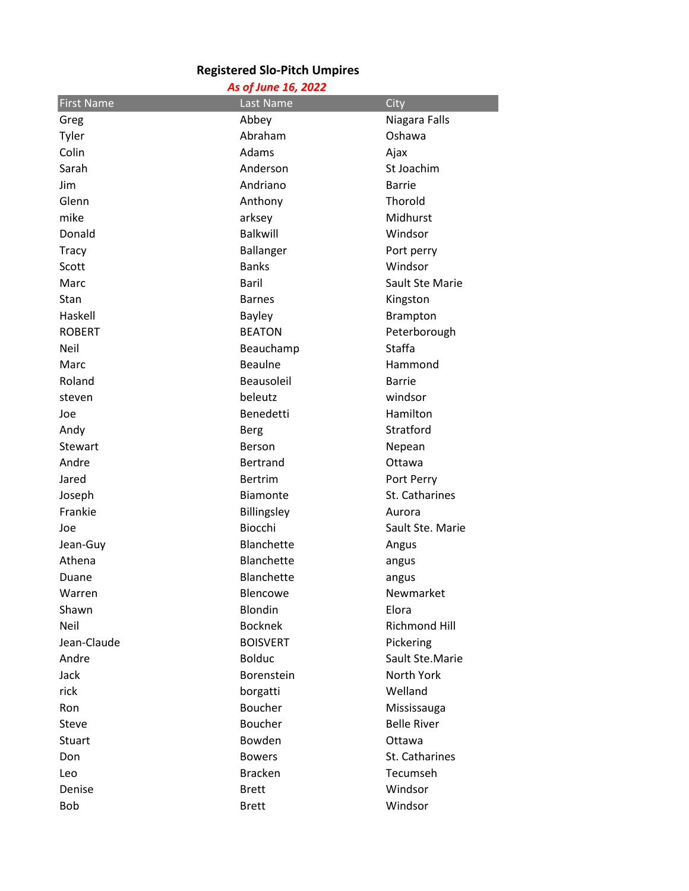## Registered Slo-Pitch Umpires

*As of June 16, 2022*

| First Name | Last Name | City |
|---|---|---|
| Greg | Abbey | Niagara Falls |
| Tyler | Abraham | Oshawa |
| Colin | Adams | Ajax |
| Sarah | Anderson | St Joachim |
| Jim | Andriano | Barrie |
| Glenn | Anthony | Thorold |
| mike | arksey | Midhurst |
| Donald | Balkwill | Windsor |
| Tracy | Ballanger | Port perry |
| Scott | Banks | Windsor |
| Marc | Baril | Sault Ste Marie |
| Stan | Barnes | Kingston |
| Haskell | Bayley | Brampton |
| ROBERT | BEATON | Peterborough |
| Neil | Beauchamp | Staffa |
| Marc | Beaulne | Hammond |
| Roland | Beausoleil | Barrie |
| steven | beleutz | windsor |
| Joe | Benedetti | Hamilton |
| Andy | Berg | Stratford |
| Stewart | Berson | Nepean |
| Andre | Bertrand | Ottawa |
| Jared | Bertrim | Port Perry |
| Joseph | Biamonte | St. Catharines |
| Frankie | Billingsley | Aurora |
| Joe | Biocchi | Sault Ste. Marie |
| Jean-Guy | Blanchette | Angus |
| Athena | Blanchette | angus |
| Duane | Blanchette | angus |
| Warren | Blencowe | Newmarket |
| Shawn | Blondin | Elora |
| Neil | Bocknek | Richmond Hill |
| Jean-Claude | BOISVERT | Pickering |
| Andre | Bolduc | Sault Ste.Marie |
| Jack | Borenstein | North York |
| rick | borgatti | Welland |
| Ron | Boucher | Mississauga |
| Steve | Boucher | Belle River |
| Stuart | Bowden | Ottawa |
| Don | Bowers | St. Catharines |
| Leo | Bracken | Tecumseh |
| Denise | Brett | Windsor |
| Bob | Brett | Windsor |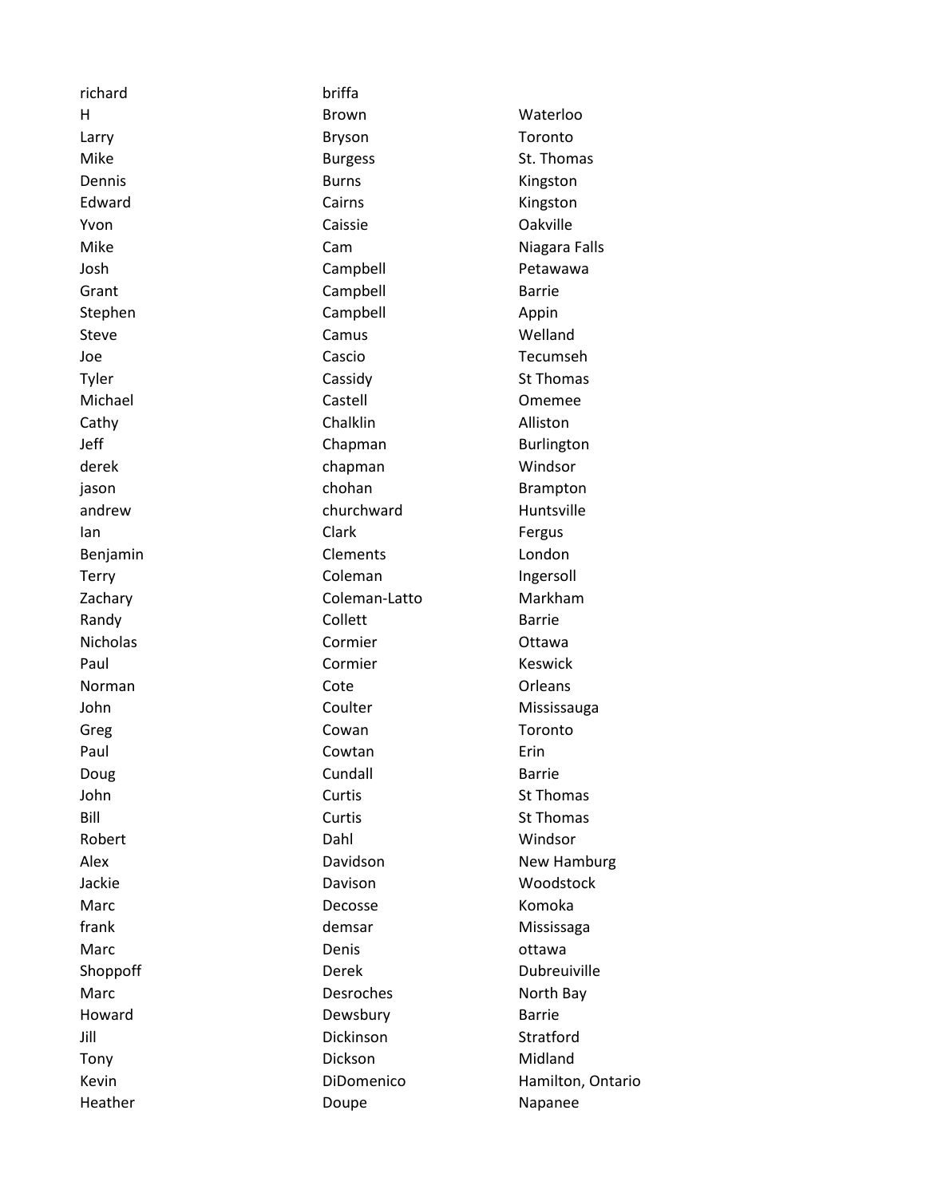| | | |
|---|---|---|
| richard | briffa | |
| H | Brown | Waterloo |
| Larry | Bryson | Toronto |
| Mike | Burgess | St. Thomas |
| Dennis | Burns | Kingston |
| Edward | Cairns | Kingston |
| Yvon | Caissie | Oakville |
| Mike | Cam | Niagara Falls |
| Josh | Campbell | Petawawa |
| Grant | Campbell | Barrie |
| Stephen | Campbell | Appin |
| Steve | Camus | Welland |
| Joe | Cascio | Tecumseh |
| Tyler | Cassidy | St Thomas |
| Michael | Castell | Omemee |
| Cathy | Chalklin | Alliston |
| Jeff | Chapman | Burlington |
| derek | chapman | Windsor |
| jason | chohan | Brampton |
| andrew | churchward | Huntsville |
| Ian | Clark | Fergus |
| Benjamin | Clements | London |
| Terry | Coleman | Ingersoll |
| Zachary | Coleman-Latto | Markham |
| Randy | Collett | Barrie |
| Nicholas | Cormier | Ottawa |
| Paul | Cormier | Keswick |
| Norman | Cote | Orleans |
| John | Coulter | Mississauga |
| Greg | Cowan | Toronto |
| Paul | Cowtan | Erin |
| Doug | Cundall | Barrie |
| John | Curtis | St Thomas |
| Bill | Curtis | St Thomas |
| Robert | Dahl | Windsor |
| Alex | Davidson | New Hamburg |
| Jackie | Davison | Woodstock |
| Marc | Decosse | Komoka |
| frank | demsar | Mississaga |
| Marc | Denis | ottawa |
| Shoppoff | Derek | Dubreuiville |
| Marc | Desroches | North Bay |
| Howard | Dewsbury | Barrie |
| Jill | Dickinson | Stratford |
| Tony | Dickson | Midland |
| Kevin | DiDomenico | Hamilton, Ontario |
| Heather | Doupe | Napanee |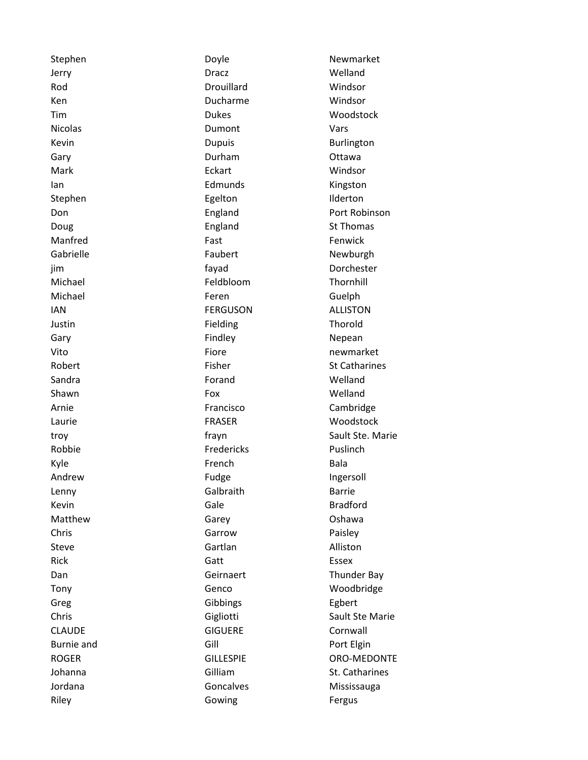| | | |
|---|---|---|
| Stephen | Doyle | Newmarket |
| Jerry | Dracz | Welland |
| Rod | Drouillard | Windsor |
| Ken | Ducharme | Windsor |
| Tim | Dukes | Woodstock |
| Nicolas | Dumont | Vars |
| Kevin | Dupuis | Burlington |
| Gary | Durham | Ottawa |
| Mark | Eckart | Windsor |
| Ian | Edmunds | Kingston |
| Stephen | Egelton | Ilderton |
| Don | England | Port Robinson |
| Doug | England | St Thomas |
| Manfred | Fast | Fenwick |
| Gabrielle | Faubert | Newburgh |
| jim | fayad | Dorchester |
| Michael | Feldbloom | Thornhill |
| Michael | Feren | Guelph |
| IAN | FERGUSON | ALLISTON |
| Justin | Fielding | Thorold |
| Gary | Findley | Nepean |
| Vito | Fiore | newmarket |
| Robert | Fisher | St Catharines |
| Sandra | Forand | Welland |
| Shawn | Fox | Welland |
| Arnie | Francisco | Cambridge |
| Laurie | FRASER | Woodstock |
| troy | frayn | Sault Ste. Marie |
| Robbie | Fredericks | Puslinch |
| Kyle | French | Bala |
| Andrew | Fudge | Ingersoll |
| Lenny | Galbraith | Barrie |
| Kevin | Gale | Bradford |
| Matthew | Garey | Oshawa |
| Chris | Garrow | Paisley |
| Steve | Gartlan | Alliston |
| Rick | Gatt | Essex |
| Dan | Geirnaert | Thunder Bay |
| Tony | Genco | Woodbridge |
| Greg | Gibbings | Egbert |
| Chris | Gigliotti | Sault Ste Marie |
| CLAUDE | GIGUERE | Cornwall |
| Burnie and | Gill | Port Elgin |
| ROGER | GILLESPIE | ORO-MEDONTE |
| Johanna | Gilliam | St. Catharines |
| Jordana | Goncalves | Mississauga |
| Riley | Gowing | Fergus |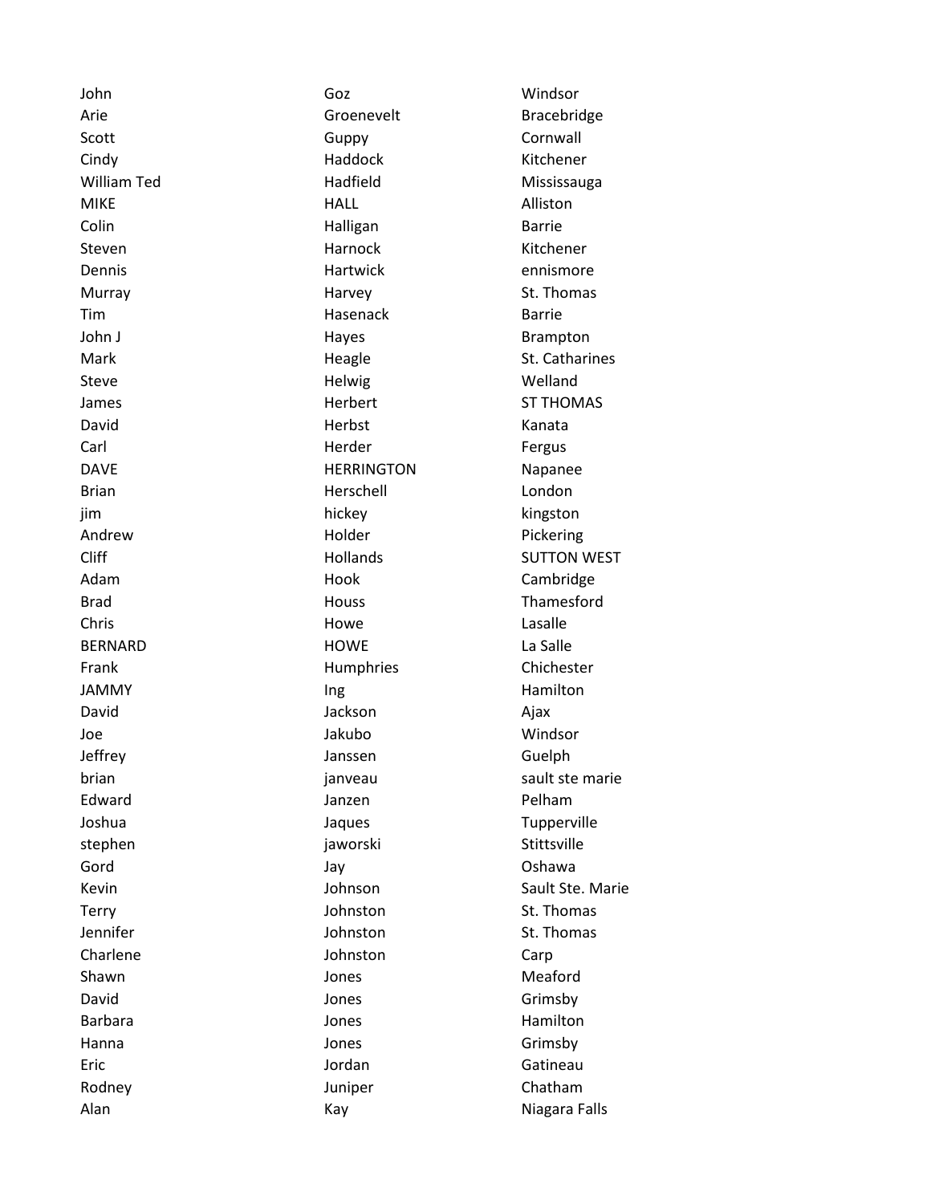| | | |
|---|---|---|
| John | Goz | Windsor |
| Arie | Groenevelt | Bracebridge |
| Scott | Guppy | Cornwall |
| Cindy | Haddock | Kitchener |
| William Ted | Hadfield | Mississauga |
| MIKE | HALL | Alliston |
| Colin | Halligan | Barrie |
| Steven | Harnock | Kitchener |
| Dennis | Hartwick | ennismore |
| Murray | Harvey | St. Thomas |
| Tim | Hasenack | Barrie |
| John J | Hayes | Brampton |
| Mark | Heagle | St. Catharines |
| Steve | Helwig | Welland |
| James | Herbert | ST THOMAS |
| David | Herbst | Kanata |
| Carl | Herder | Fergus |
| DAVE | HERRINGTON | Napanee |
| Brian | Herschell | London |
| jim | hickey | kingston |
| Andrew | Holder | Pickering |
| Cliff | Hollands | SUTTON WEST |
| Adam | Hook | Cambridge |
| Brad | Houss | Thamesford |
| Chris | Howe | Lasalle |
| BERNARD | HOWE | La Salle |
| Frank | Humphries | Chichester |
| JAMMY | Ing | Hamilton |
| David | Jackson | Ajax |
| Joe | Jakubo | Windsor |
| Jeffrey | Janssen | Guelph |
| brian | janveau | sault ste marie |
| Edward | Janzen | Pelham |
| Joshua | Jaques | Tupperville |
| stephen | jaworski | Stittsville |
| Gord | Jay | Oshawa |
| Kevin | Johnson | Sault Ste. Marie |
| Terry | Johnston | St. Thomas |
| Jennifer | Johnston | St. Thomas |
| Charlene | Johnston | Carp |
| Shawn | Jones | Meaford |
| David | Jones | Grimsby |
| Barbara | Jones | Hamilton |
| Hanna | Jones | Grimsby |
| Eric | Jordan | Gatineau |
| Rodney | Juniper | Chatham |
| Alan | Kay | Niagara Falls |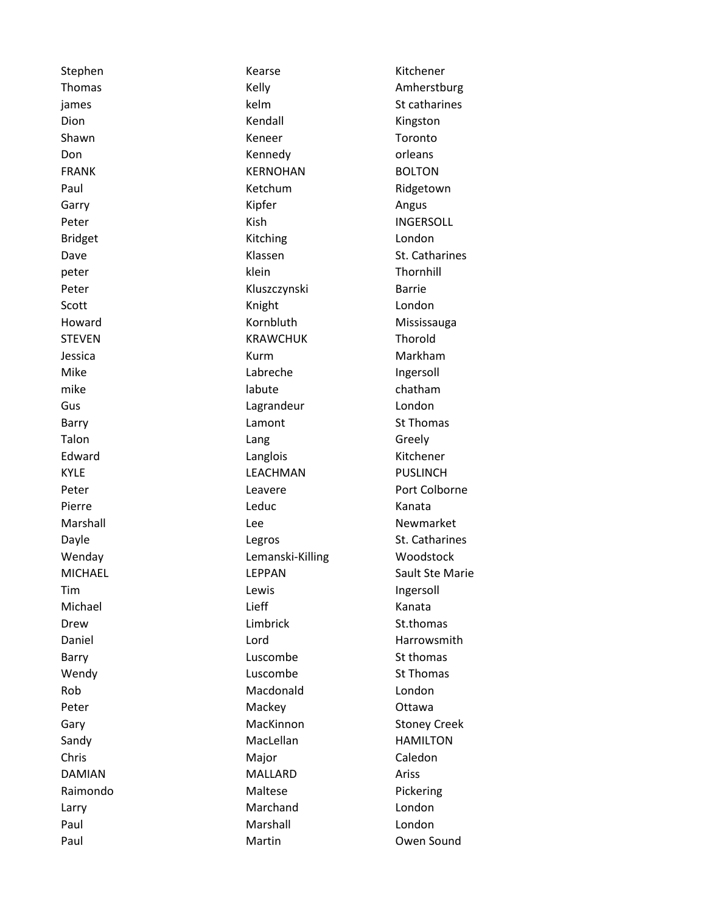| | | |
|---|---|---|
| Stephen | Kearse | Kitchener |
| Thomas | Kelly | Amherstburg |
| james | kelm | St catharines |
| Dion | Kendall | Kingston |
| Shawn | Keneer | Toronto |
| Don | Kennedy | orleans |
| FRANK | KERNOHAN | BOLTON |
| Paul | Ketchum | Ridgetown |
| Garry | Kipfer | Angus |
| Peter | Kish | INGERSOLL |
| Bridget | Kitching | London |
| Dave | Klassen | St. Catharines |
| peter | klein | Thornhill |
| Peter | Kluszczynski | Barrie |
| Scott | Knight | London |
| Howard | Kornbluth | Mississauga |
| STEVEN | KRAWCHUK | Thorold |
| Jessica | Kurm | Markham |
| Mike | Labreche | Ingersoll |
| mike | labute | chatham |
| Gus | Lagrandeur | London |
| Barry | Lamont | St Thomas |
| Talon | Lang | Greely |
| Edward | Langlois | Kitchener |
| KYLE | LEACHMAN | PUSLINCH |
| Peter | Leavere | Port Colborne |
| Pierre | Leduc | Kanata |
| Marshall | Lee | Newmarket |
| Dayle | Legros | St. Catharines |
| Wenday | Lemanski-Killing | Woodstock |
| MICHAEL | LEPPAN | Sault Ste Marie |
| Tim | Lewis | Ingersoll |
| Michael | Lieff | Kanata |
| Drew | Limbrick | St.thomas |
| Daniel | Lord | Harrowsmith |
| Barry | Luscombe | St thomas |
| Wendy | Luscombe | St Thomas |
| Rob | Macdonald | London |
| Peter | Mackey | Ottawa |
| Gary | MacKinnon | Stoney Creek |
| Sandy | MacLellan | HAMILTON |
| Chris | Major | Caledon |
| DAMIAN | MALLARD | Ariss |
| Raimondo | Maltese | Pickering |
| Larry | Marchand | London |
| Paul | Marshall | London |
| Paul | Martin | Owen Sound |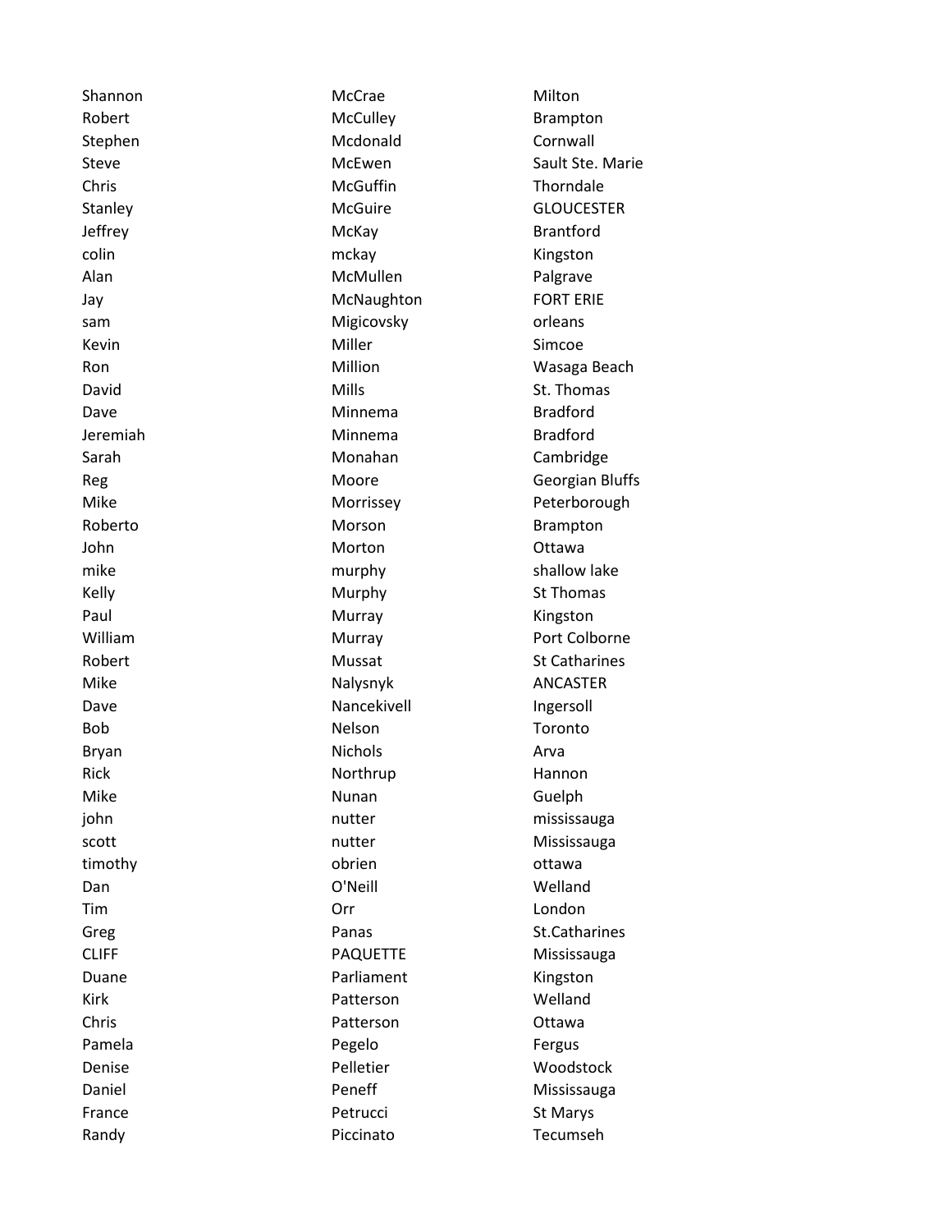| | | |
|---|---|---|
| Shannon | McCrae | Milton |
| Robert | McCulley | Brampton |
| Stephen | Mcdonald | Cornwall |
| Steve | McEwen | Sault Ste. Marie |
| Chris | McGuffin | Thorndale |
| Stanley | McGuire | GLOUCESTER |
| Jeffrey | McKay | Brantford |
| colin | mckay | Kingston |
| Alan | McMullen | Palgrave |
| Jay | McNaughton | FORT ERIE |
| sam | Migicovsky | orleans |
| Kevin | Miller | Simcoe |
| Ron | Million | Wasaga Beach |
| David | Mills | St. Thomas |
| Dave | Minnema | Bradford |
| Jeremiah | Minnema | Bradford |
| Sarah | Monahan | Cambridge |
| Reg | Moore | Georgian Bluffs |
| Mike | Morrissey | Peterborough |
| Roberto | Morson | Brampton |
| John | Morton | Ottawa |
| mike | murphy | shallow lake |
| Kelly | Murphy | St Thomas |
| Paul | Murray | Kingston |
| William | Murray | Port Colborne |
| Robert | Mussat | St Catharines |
| Mike | Nalysnyk | ANCASTER |
| Dave | Nancekivell | Ingersoll |
| Bob | Nelson | Toronto |
| Bryan | Nichols | Arva |
| Rick | Northrup | Hannon |
| Mike | Nunan | Guelph |
| john | nutter | mississauga |
| scott | nutter | Mississauga |
| timothy | obrien | ottawa |
| Dan | O'Neill | Welland |
| Tim | Orr | London |
| Greg | Panas | St.Catharines |
| CLIFF | PAQUETTE | Mississauga |
| Duane | Parliament | Kingston |
| Kirk | Patterson | Welland |
| Chris | Patterson | Ottawa |
| Pamela | Pegelo | Fergus |
| Denise | Pelletier | Woodstock |
| Daniel | Peneff | Mississauga |
| France | Petrucci | St Marys |
| Randy | Piccinato | Tecumseh |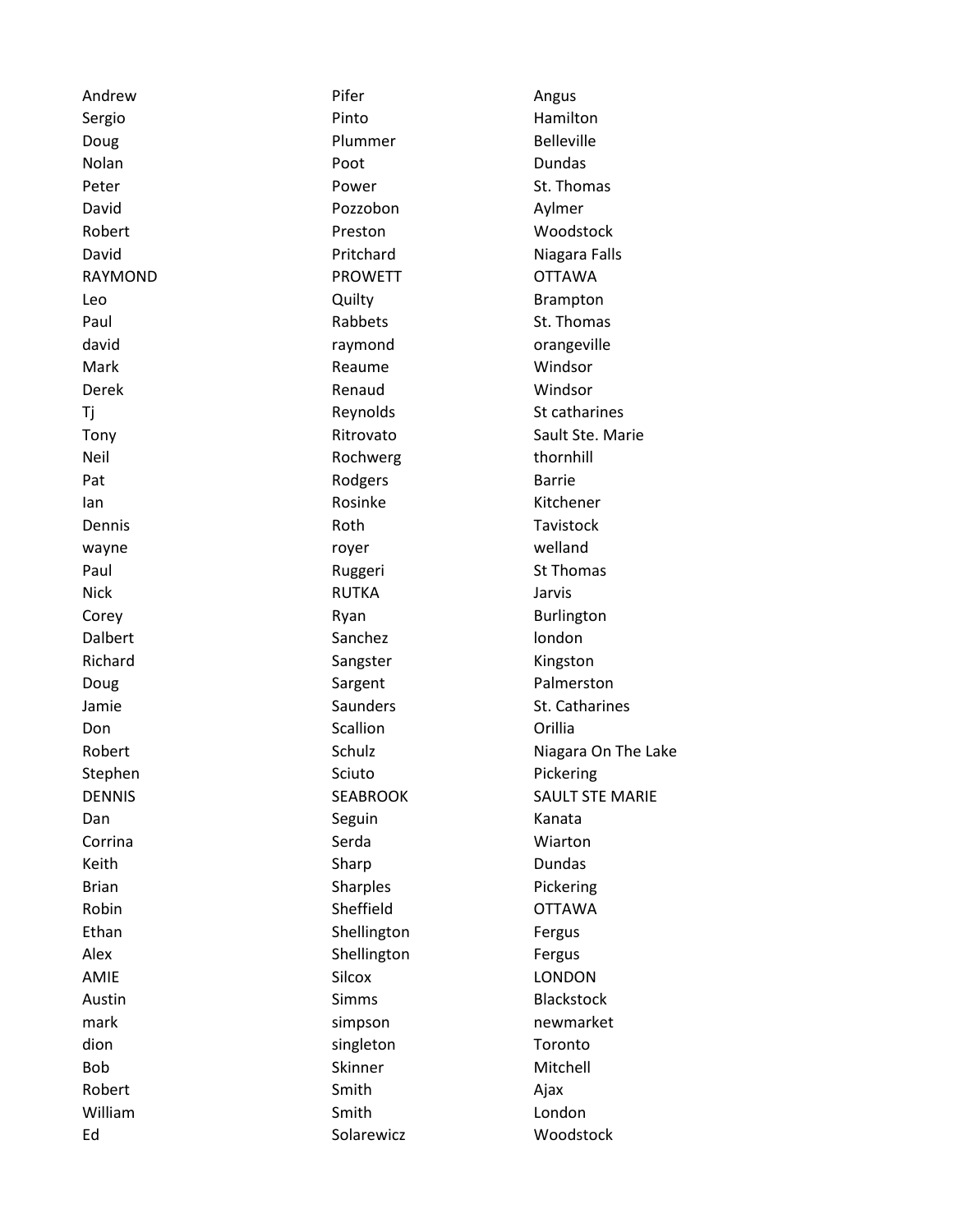| | | |
|---|---|---|
| Andrew | Pifer | Angus |
| Sergio | Pinto | Hamilton |
| Doug | Plummer | Belleville |
| Nolan | Poot | Dundas |
| Peter | Power | St. Thomas |
| David | Pozzobon | Aylmer |
| Robert | Preston | Woodstock |
| David | Pritchard | Niagara Falls |
| RAYMOND | PROWETT | OTTAWA |
| Leo | Quilty | Brampton |
| Paul | Rabbets | St. Thomas |
| david | raymond | orangeville |
| Mark | Reaume | Windsor |
| Derek | Renaud | Windsor |
| Tj | Reynolds | St catharines |
| Tony | Ritrovato | Sault Ste. Marie |
| Neil | Rochwerg | thornhill |
| Pat | Rodgers | Barrie |
| Ian | Rosinke | Kitchener |
| Dennis | Roth | Tavistock |
| wayne | royer | welland |
| Paul | Ruggeri | St Thomas |
| Nick | RUTKA | Jarvis |
| Corey | Ryan | Burlington |
| Dalbert | Sanchez | london |
| Richard | Sangster | Kingston |
| Doug | Sargent | Palmerston |
| Jamie | Saunders | St. Catharines |
| Don | Scallion | Orillia |
| Robert | Schulz | Niagara On The Lake |
| Stephen | Sciuto | Pickering |
| DENNIS | SEABROOK | SAULT STE MARIE |
| Dan | Seguin | Kanata |
| Corrina | Serda | Wiarton |
| Keith | Sharp | Dundas |
| Brian | Sharples | Pickering |
| Robin | Sheffield | OTTAWA |
| Ethan | Shellington | Fergus |
| Alex | Shellington | Fergus |
| AMIE | Silcox | LONDON |
| Austin | Simms | Blackstock |
| mark | simpson | newmarket |
| dion | singleton | Toronto |
| Bob | Skinner | Mitchell |
| Robert | Smith | Ajax |
| William | Smith | London |
| Ed | Solarewicz | Woodstock |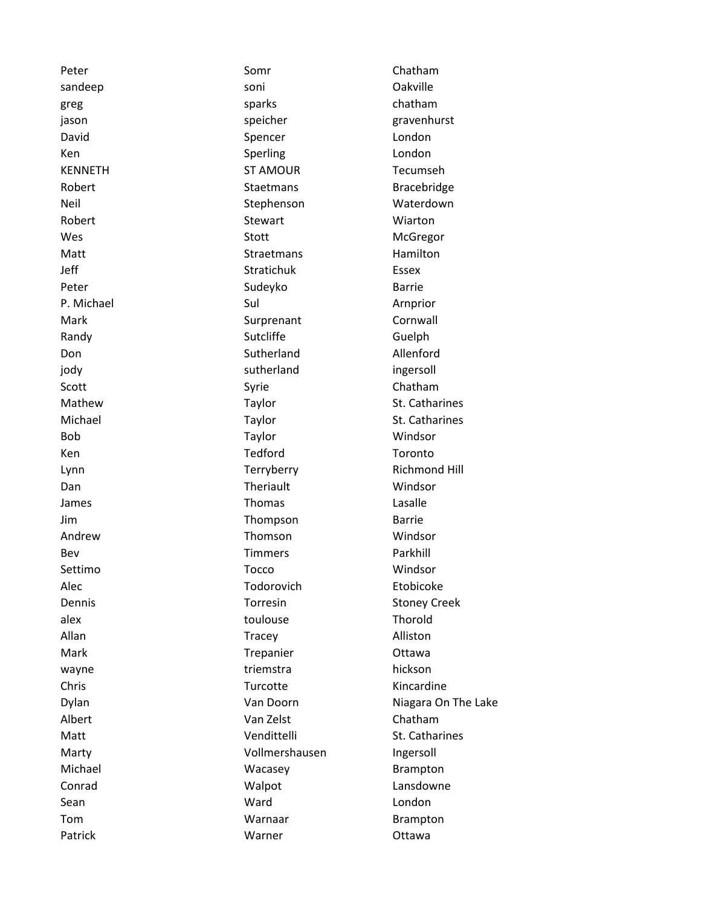| | | |
|---|---|---|
| Peter | Somr | Chatham |
| sandeep | soni | Oakville |
| greg | sparks | chatham |
| jason | speicher | gravenhurst |
| David | Spencer | London |
| Ken | Sperling | London |
| KENNETH | ST AMOUR | Tecumseh |
| Robert | Staetmans | Bracebridge |
| Neil | Stephenson | Waterdown |
| Robert | Stewart | Wiarton |
| Wes | Stott | McGregor |
| Matt | Straetmans | Hamilton |
| Jeff | Stratichuk | Essex |
| Peter | Sudeyko | Barrie |
| P. Michael | Sul | Arnprior |
| Mark | Surprenant | Cornwall |
| Randy | Sutcliffe | Guelph |
| Don | Sutherland | Allenford |
| jody | sutherland | ingersoll |
| Scott | Syrie | Chatham |
| Mathew | Taylor | St. Catharines |
| Michael | Taylor | St. Catharines |
| Bob | Taylor | Windsor |
| Ken | Tedford | Toronto |
| Lynn | Terryberry | Richmond Hill |
| Dan | Theriault | Windsor |
| James | Thomas | Lasalle |
| Jim | Thompson | Barrie |
| Andrew | Thomson | Windsor |
| Bev | Timmers | Parkhill |
| Settimo | Tocco | Windsor |
| Alec | Todorovich | Etobicoke |
| Dennis | Torresin | Stoney Creek |
| alex | toulouse | Thorold |
| Allan | Tracey | Alliston |
| Mark | Trepanier | Ottawa |
| wayne | triemstra | hickson |
| Chris | Turcotte | Kincardine |
| Dylan | Van Doorn | Niagara On The Lake |
| Albert | Van Zelst | Chatham |
| Matt | Vendittelli | St. Catharines |
| Marty | Vollmershausen | Ingersoll |
| Michael | Wacasey | Brampton |
| Conrad | Walpot | Lansdowne |
| Sean | Ward | London |
| Tom | Warnaar | Brampton |
| Patrick | Warner | Ottawa |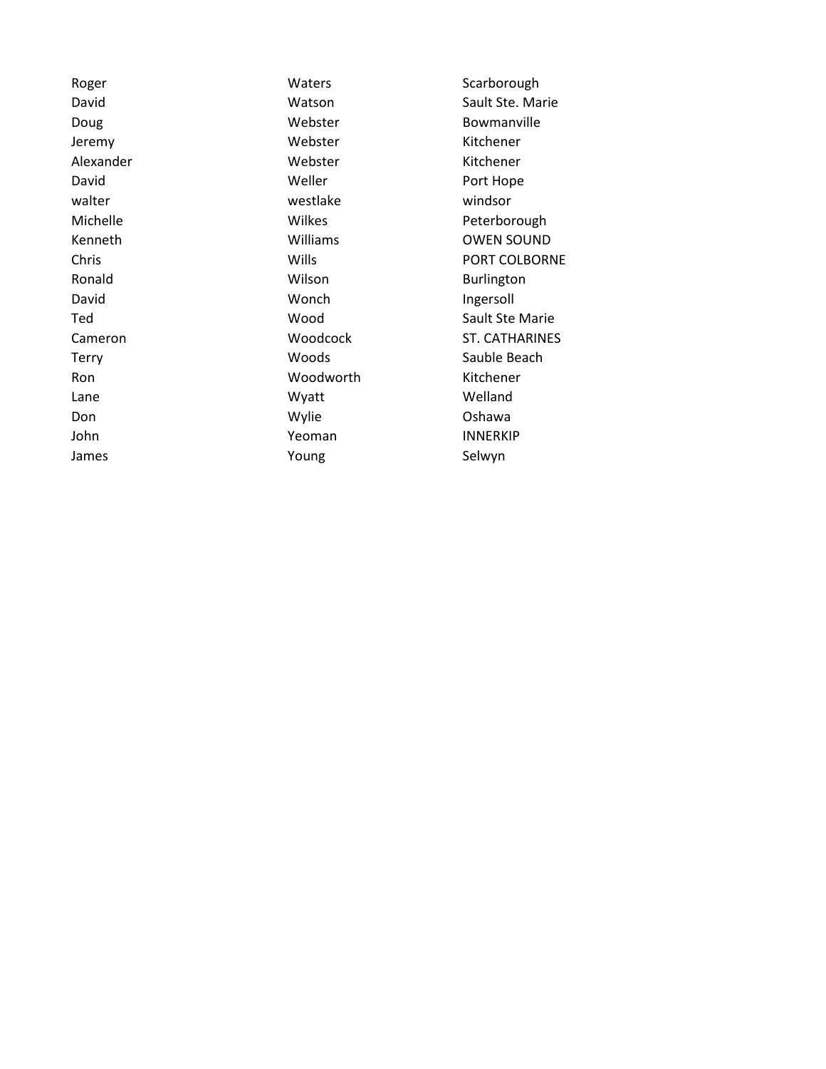| | | |
|---|---|---|
| Roger | Waters | Scarborough |
| David | Watson | Sault Ste. Marie |
| Doug | Webster | Bowmanville |
| Jeremy | Webster | Kitchener |
| Alexander | Webster | Kitchener |
| David | Weller | Port Hope |
| walter | westlake | windsor |
| Michelle | Wilkes | Peterborough |
| Kenneth | Williams | OWEN SOUND |
| Chris | Wills | PORT COLBORNE |
| Ronald | Wilson | Burlington |
| David | Wonch | Ingersoll |
| Ted | Wood | Sault Ste Marie |
| Cameron | Woodcock | ST. CATHARINES |
| Terry | Woods | Sauble Beach |
| Ron | Woodworth | Kitchener |
| Lane | Wyatt | Welland |
| Don | Wylie | Oshawa |
| John | Yeoman | INNERKIP |
| James | Young | Selwyn |